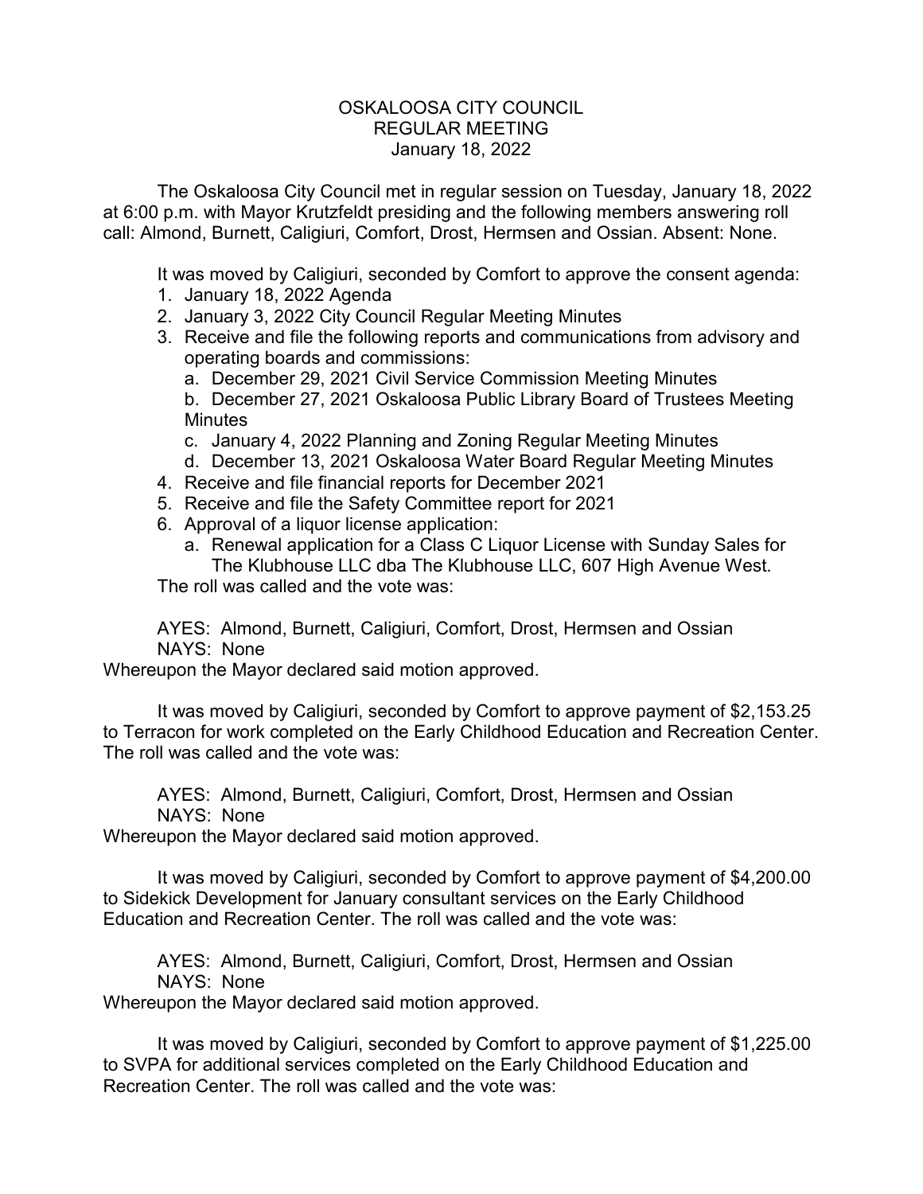# OSKALOOSA CITY COUNCIL
## REGULAR MEETING
### January 18, 2022

The Oskaloosa City Council met in regular session on Tuesday, January 18, 2022 at 6:00 p.m. with Mayor Krutzfeldt presiding and the following members answering roll call: Almond, Burnett, Caligiuri, Comfort, Drost, Hermsen and Ossian. Absent: None.

It was moved by Caligiuri, seconded by Comfort to approve the consent agenda:

1. January 18, 2022 Agenda
2. January 3, 2022 City Council Regular Meeting Minutes
3. Receive and file the following reports and communications from advisory and operating boards and commissions:
   a. December 29, 2021 Civil Service Commission Meeting Minutes
   b. December 27, 2021 Oskaloosa Public Library Board of Trustees Meeting Minutes
   c. January 4, 2022 Planning and Zoning Regular Meeting Minutes
   d. December 13, 2021 Oskaloosa Water Board Regular Meeting Minutes
4. Receive and file financial reports for December 2021
5. Receive and file the Safety Committee report for 2021
6. Approval of a liquor license application:
   a. Renewal application for a Class C Liquor License with Sunday Sales for The Klubhouse LLC dba The Klubhouse LLC, 607 High Avenue West.

The roll was called and the vote was:

AYES: Almond, Burnett, Caligiuri, Comfort, Drost, Hermsen and Ossian
NAYS: None

Whereupon the Mayor declared said motion approved.

It was moved by Caligiuri, seconded by Comfort to approve payment of $2,153.25 to Terracon for work completed on the Early Childhood Education and Recreation Center. The roll was called and the vote was:

AYES: Almond, Burnett, Caligiuri, Comfort, Drost, Hermsen and Ossian
NAYS: None

Whereupon the Mayor declared said motion approved.

It was moved by Caligiuri, seconded by Comfort to approve payment of $4,200.00 to Sidekick Development for January consultant services on the Early Childhood Education and Recreation Center. The roll was called and the vote was:

AYES: Almond, Burnett, Caligiuri, Comfort, Drost, Hermsen and Ossian
NAYS: None

Whereupon the Mayor declared said motion approved.

It was moved by Caligiuri, seconded by Comfort to approve payment of $1,225.00 to SVPA for additional services completed on the Early Childhood Education and Recreation Center. The roll was called and the vote was: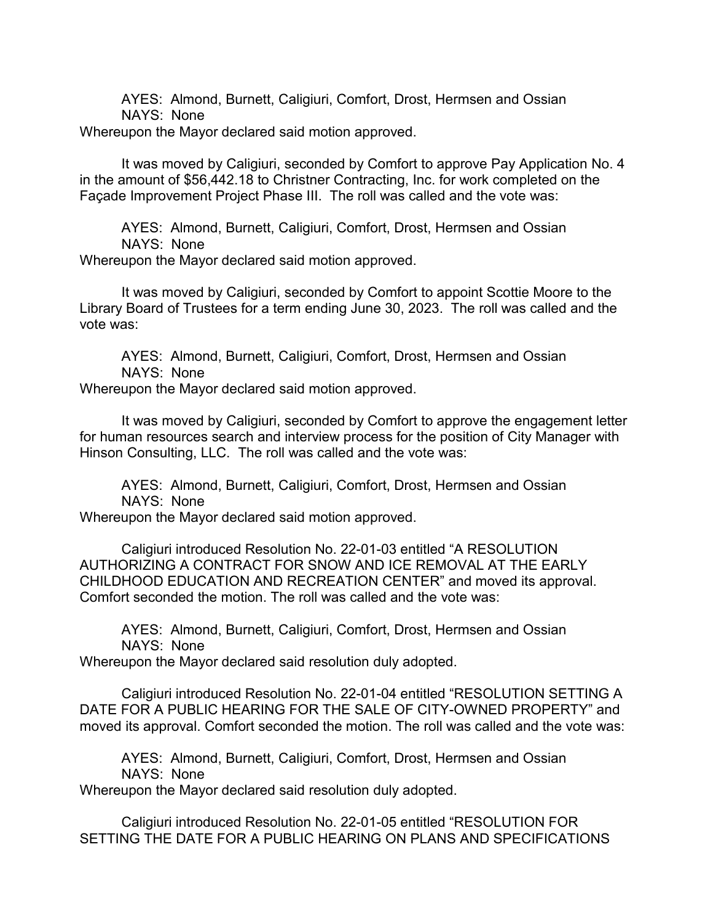AYES: Almond, Burnett, Caligiuri, Comfort, Drost, Hermsen and Ossian
NAYS: None
Whereupon the Mayor declared said motion approved.

It was moved by Caligiuri, seconded by Comfort to approve Pay Application No. 4 in the amount of $56,442.18 to Christner Contracting, Inc. for work completed on the Façade Improvement Project Phase III. The roll was called and the vote was:

AYES: Almond, Burnett, Caligiuri, Comfort, Drost, Hermsen and Ossian
NAYS: None
Whereupon the Mayor declared said motion approved.

It was moved by Caligiuri, seconded by Comfort to appoint Scottie Moore to the Library Board of Trustees for a term ending June 30, 2023. The roll was called and the vote was:

AYES: Almond, Burnett, Caligiuri, Comfort, Drost, Hermsen and Ossian
NAYS: None
Whereupon the Mayor declared said motion approved.

It was moved by Caligiuri, seconded by Comfort to approve the engagement letter for human resources search and interview process for the position of City Manager with Hinson Consulting, LLC. The roll was called and the vote was:

AYES: Almond, Burnett, Caligiuri, Comfort, Drost, Hermsen and Ossian
NAYS: None
Whereupon the Mayor declared said motion approved.

Caligiuri introduced Resolution No. 22-01-03 entitled "A RESOLUTION AUTHORIZING A CONTRACT FOR SNOW AND ICE REMOVAL AT THE EARLY CHILDHOOD EDUCATION AND RECREATION CENTER" and moved its approval. Comfort seconded the motion. The roll was called and the vote was:

AYES: Almond, Burnett, Caligiuri, Comfort, Drost, Hermsen and Ossian
NAYS: None
Whereupon the Mayor declared said resolution duly adopted.

Caligiuri introduced Resolution No. 22-01-04 entitled "RESOLUTION SETTING A DATE FOR A PUBLIC HEARING FOR THE SALE OF CITY-OWNED PROPERTY" and moved its approval. Comfort seconded the motion. The roll was called and the vote was:

AYES: Almond, Burnett, Caligiuri, Comfort, Drost, Hermsen and Ossian
NAYS: None
Whereupon the Mayor declared said resolution duly adopted.

Caligiuri introduced Resolution No. 22-01-05 entitled "RESOLUTION FOR SETTING THE DATE FOR A PUBLIC HEARING ON PLANS AND SPECIFICATIONS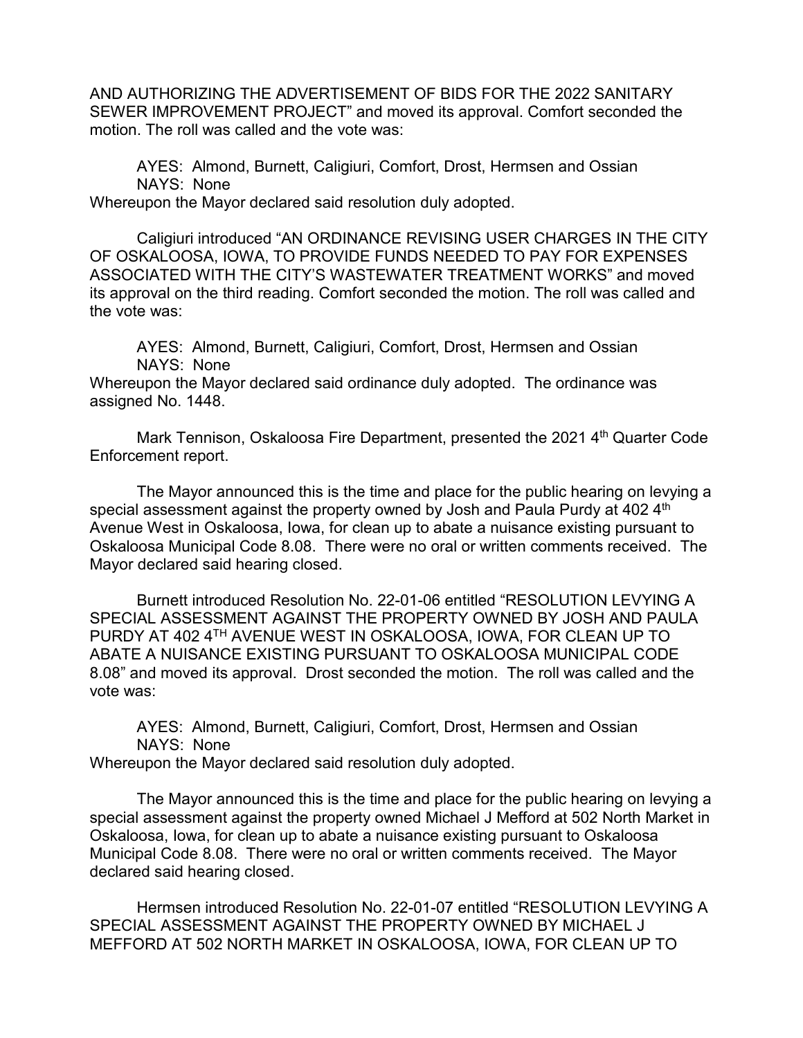AND AUTHORIZING THE ADVERTISEMENT OF BIDS FOR THE 2022 SANITARY SEWER IMPROVEMENT PROJECT" and moved its approval. Comfort seconded the motion. The roll was called and the vote was:

AYES: Almond, Burnett, Caligiuri, Comfort, Drost, Hermsen and Ossian
NAYS: None
Whereupon the Mayor declared said resolution duly adopted.

Caligiuri introduced "AN ORDINANCE REVISING USER CHARGES IN THE CITY OF OSKALOOSA, IOWA, TO PROVIDE FUNDS NEEDED TO PAY FOR EXPENSES ASSOCIATED WITH THE CITY'S WASTEWATER TREATMENT WORKS" and moved its approval on the third reading. Comfort seconded the motion. The roll was called and the vote was:

AYES: Almond, Burnett, Caligiuri, Comfort, Drost, Hermsen and Ossian
NAYS: None
Whereupon the Mayor declared said ordinance duly adopted. The ordinance was assigned No. 1448.

Mark Tennison, Oskaloosa Fire Department, presented the 2021 4th Quarter Code Enforcement report.

The Mayor announced this is the time and place for the public hearing on levying a special assessment against the property owned by Josh and Paula Purdy at 402 4th Avenue West in Oskaloosa, Iowa, for clean up to abate a nuisance existing pursuant to Oskaloosa Municipal Code 8.08. There were no oral or written comments received. The Mayor declared said hearing closed.

Burnett introduced Resolution No. 22-01-06 entitled "RESOLUTION LEVYING A SPECIAL ASSESSMENT AGAINST THE PROPERTY OWNED BY JOSH AND PAULA PURDY AT 402 4TH AVENUE WEST IN OSKALOOSA, IOWA, FOR CLEAN UP TO ABATE A NUISANCE EXISTING PURSUANT TO OSKALOOSA MUNICIPAL CODE 8.08" and moved its approval. Drost seconded the motion. The roll was called and the vote was:

AYES: Almond, Burnett, Caligiuri, Comfort, Drost, Hermsen and Ossian
NAYS: None
Whereupon the Mayor declared said resolution duly adopted.

The Mayor announced this is the time and place for the public hearing on levying a special assessment against the property owned Michael J Mefford at 502 North Market in Oskaloosa, Iowa, for clean up to abate a nuisance existing pursuant to Oskaloosa Municipal Code 8.08. There were no oral or written comments received. The Mayor declared said hearing closed.

Hermsen introduced Resolution No. 22-01-07 entitled "RESOLUTION LEVYING A SPECIAL ASSESSMENT AGAINST THE PROPERTY OWNED BY MICHAEL J MEFFORD AT 502 NORTH MARKET IN OSKALOOSA, IOWA, FOR CLEAN UP TO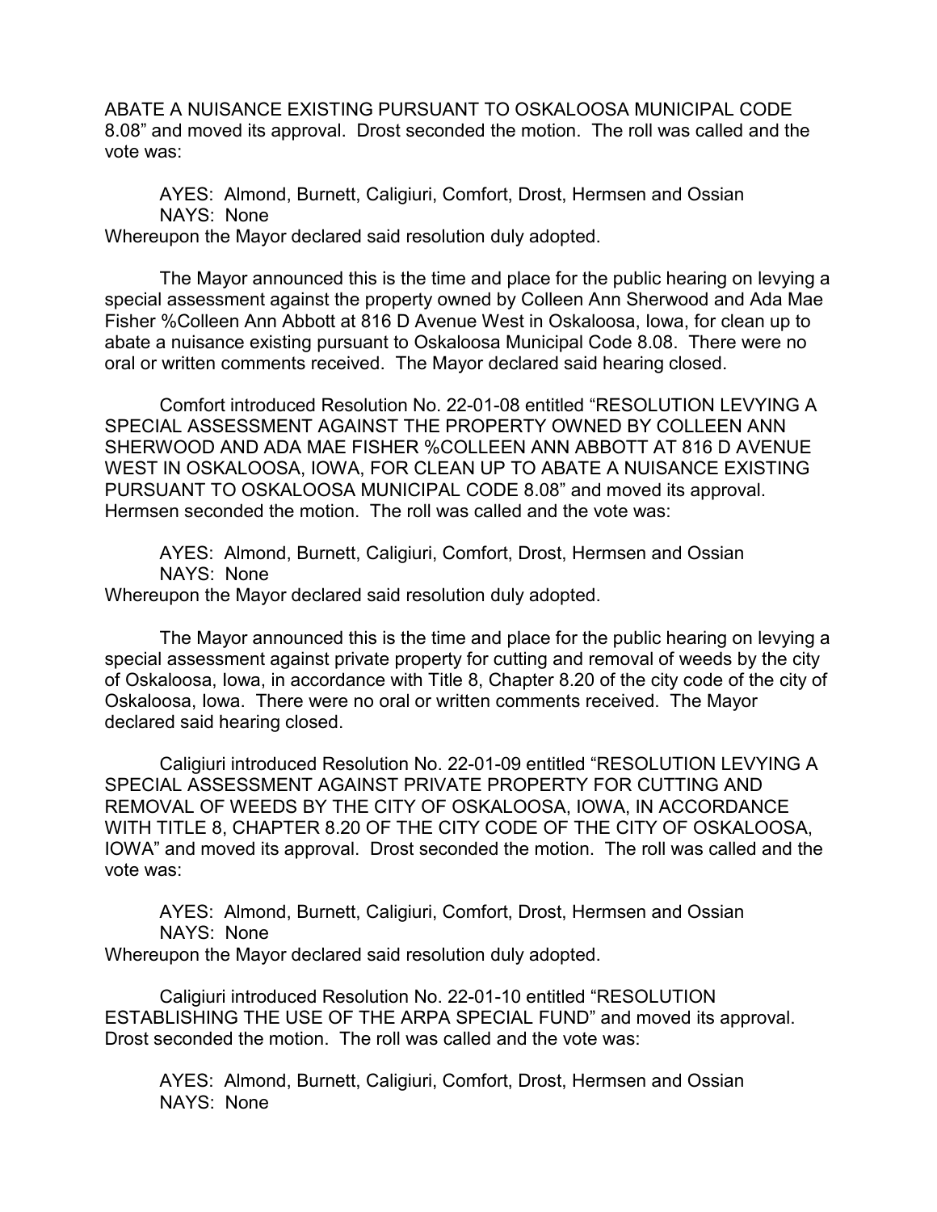ABATE A NUISANCE EXISTING PURSUANT TO OSKALOOSA MUNICIPAL CODE 8.08" and moved its approval. Drost seconded the motion. The roll was called and the vote was:

AYES: Almond, Burnett, Caligiuri, Comfort, Drost, Hermsen and Ossian
NAYS: None

Whereupon the Mayor declared said resolution duly adopted.

The Mayor announced this is the time and place for the public hearing on levying a special assessment against the property owned by Colleen Ann Sherwood and Ada Mae Fisher %Colleen Ann Abbott at 816 D Avenue West in Oskaloosa, Iowa, for clean up to abate a nuisance existing pursuant to Oskaloosa Municipal Code 8.08. There were no oral or written comments received. The Mayor declared said hearing closed.

Comfort introduced Resolution No. 22-01-08 entitled "RESOLUTION LEVYING A SPECIAL ASSESSMENT AGAINST THE PROPERTY OWNED BY COLLEEN ANN SHERWOOD AND ADA MAE FISHER %COLLEEN ANN ABBOTT AT 816 D AVENUE WEST IN OSKALOOSA, IOWA, FOR CLEAN UP TO ABATE A NUISANCE EXISTING PURSUANT TO OSKALOOSA MUNICIPAL CODE 8.08" and moved its approval. Hermsen seconded the motion. The roll was called and the vote was:

AYES: Almond, Burnett, Caligiuri, Comfort, Drost, Hermsen and Ossian
NAYS: None

Whereupon the Mayor declared said resolution duly adopted.

The Mayor announced this is the time and place for the public hearing on levying a special assessment against private property for cutting and removal of weeds by the city of Oskaloosa, Iowa, in accordance with Title 8, Chapter 8.20 of the city code of the city of Oskaloosa, Iowa. There were no oral or written comments received. The Mayor declared said hearing closed.

Caligiuri introduced Resolution No. 22-01-09 entitled "RESOLUTION LEVYING A SPECIAL ASSESSMENT AGAINST PRIVATE PROPERTY FOR CUTTING AND REMOVAL OF WEEDS BY THE CITY OF OSKALOOSA, IOWA, IN ACCORDANCE WITH TITLE 8, CHAPTER 8.20 OF THE CITY CODE OF THE CITY OF OSKALOOSA, IOWA" and moved its approval. Drost seconded the motion. The roll was called and the vote was:

AYES: Almond, Burnett, Caligiuri, Comfort, Drost, Hermsen and Ossian
NAYS: None

Whereupon the Mayor declared said resolution duly adopted.

Caligiuri introduced Resolution No. 22-01-10 entitled "RESOLUTION ESTABLISHING THE USE OF THE ARPA SPECIAL FUND" and moved its approval. Drost seconded the motion. The roll was called and the vote was:

AYES: Almond, Burnett, Caligiuri, Comfort, Drost, Hermsen and Ossian
NAYS: None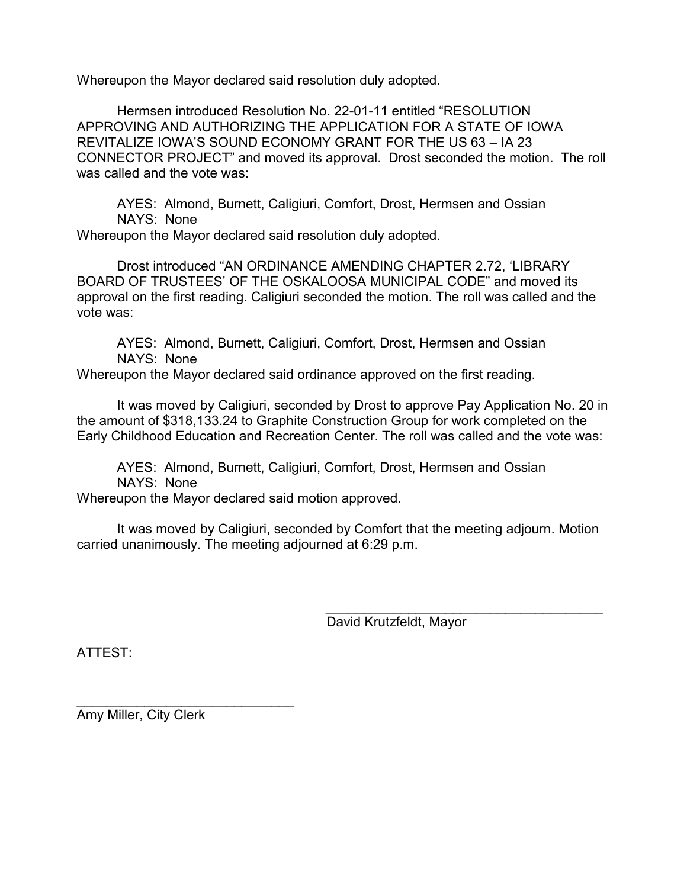Whereupon the Mayor declared said resolution duly adopted.

Hermsen introduced Resolution No. 22-01-11 entitled "RESOLUTION APPROVING AND AUTHORIZING THE APPLICATION FOR A STATE OF IOWA REVITALIZE IOWA'S SOUND ECONOMY GRANT FOR THE US 63 – IA 23 CONNECTOR PROJECT" and moved its approval. Drost seconded the motion. The roll was called and the vote was:

AYES: Almond, Burnett, Caligiuri, Comfort, Drost, Hermsen and Ossian
NAYS: None
Whereupon the Mayor declared said resolution duly adopted.

Drost introduced "AN ORDINANCE AMENDING CHAPTER 2.72, 'LIBRARY BOARD OF TRUSTEES' OF THE OSKALOOSA MUNICIPAL CODE" and moved its approval on the first reading. Caligiuri seconded the motion. The roll was called and the vote was:

AYES: Almond, Burnett, Caligiuri, Comfort, Drost, Hermsen and Ossian
NAYS: None
Whereupon the Mayor declared said ordinance approved on the first reading.

It was moved by Caligiuri, seconded by Drost to approve Pay Application No. 20 in the amount of $318,133.24 to Graphite Construction Group for work completed on the Early Childhood Education and Recreation Center. The roll was called and the vote was:

AYES: Almond, Burnett, Caligiuri, Comfort, Drost, Hermsen and Ossian
NAYS: None
Whereupon the Mayor declared said motion approved.

It was moved by Caligiuri, seconded by Comfort that the meeting adjourn. Motion carried unanimously. The meeting adjourned at 6:29 p.m.

\_\_\_\_\_\_\_\_\_\_\_\_\_\_\_\_\_\_\_\_\_\_\_\_\_\_\_\_\_\_\_\_\_\_\_\_\_\_\_\_
David Krutzfeldt, Mayor

ATTEST:

\_\_\_\_\_\_\_\_\_\_\_\_\_\_\_\_\_\_\_\_\_\_\_\_\_\_\_\_\_\_\_\_
Amy Miller, City Clerk